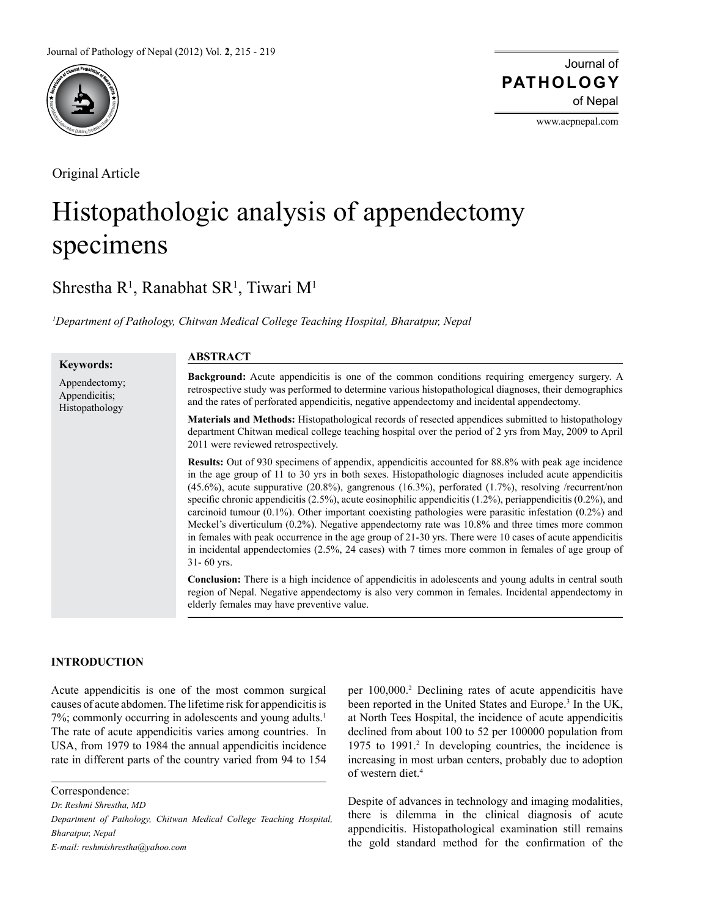Original Article

# Histopathologic analysis of appendectomy specimens

Shrestha R[1], Ranabhat SR[1], Tiwari M[1]

*[1]Department of Pathology, Chitwan Medical College Teaching Hospital, Bharatpur, Nepal*

**Keywords:**

Appendectomy; Appendicitis; Histopathology

## ABSTRACT

**Background:** Acute appendicitis is one of the common conditions requiring emergency surgery. A retrospective study was performed to determine various histopathological diagnoses, their demographics and the rates of perforated appendicitis, negative appendectomy and incidental appendectomy.

**Materials and Methods:** Histopathological records of resected appendices submitted to histopathology department Chitwan medical college teaching hospital over the period of 2 yrs from May, 2009 to April 2011 were reviewed retrospectively.

**Results:** Out of 930 specimens of appendix, appendicitis accounted for 88.8% with peak age incidence in the age group of 11 to 30 yrs in both sexes. Histopathologic diagnoses included acute appendicitis (45.6%), acute suppurative (20.8%), gangrenous (16.3%), perforated (1.7%), resolving /recurrent/non specific chronic appendicitis (2.5%), acute eosinophilic appendicitis (1.2%), periappendicitis (0.2%), and carcinoid tumour (0.1%). Other important coexisting pathologies were parasitic infestation (0.2%) and Meckel's diverticulum (0.2%). Negative appendectomy rate was 10.8% and three times more common in females with peak occurrence in the age group of 21-30 yrs. There were 10 cases of acute appendicitis in incidental appendectomies (2.5%, 24 cases) with 7 times more common in females of age group of 31- 60 yrs.

**Conclusion:** There is a high incidence of appendicitis in adolescents and young adults in central south region of Nepal. Negative appendectomy is also very common in females. Incidental appendectomy in elderly females may have preventive value.

## INTRODUCTION

Acute appendicitis is one of the most common surgical causes of acute abdomen. The lifetime risk for appendicitis is 7%; commonly occurring in adolescents and young adults.[1] The rate of acute appendicitis varies among countries. In USA, from 1979 to 1984 the annual appendicitis incidence rate in different parts of the country varied from 94 to 154 per 100,000.[2] Declining rates of acute appendicitis have been reported in the United States and Europe.[3] In the UK, at North Tees Hospital, the incidence of acute appendicitis declined from about 100 to 52 per 100000 population from 1975 to 1991.[2] In developing countries, the incidence is increasing in most urban centers, probably due to adoption of western diet.[4]

Despite of advances in technology and imaging modalities, there is dilemma in the clinical diagnosis of acute appendicitis. Histopathological examination still remains the gold standard method for the confirmation of the

Correspondence:
*Dr. Reshmi Shrestha, MD*
*Department of Pathology, Chitwan Medical College Teaching Hospital, Bharatpur, Nepal*
*E-mail: reshmishrestha@yahoo.com*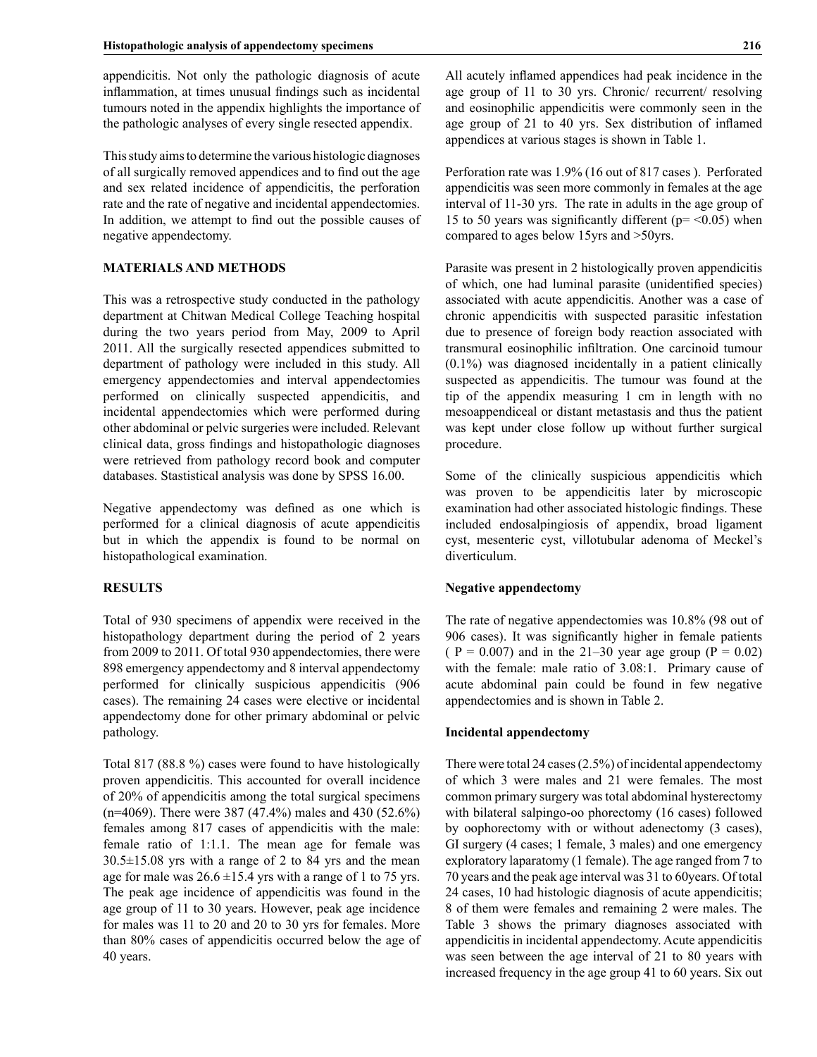appendicitis. Not only the pathologic diagnosis of acute inflammation, at times unusual findings such as incidental tumours noted in the appendix highlights the importance of the pathologic analyses of every single resected appendix.

This study aims to determine the various histologic diagnoses of all surgically removed appendices and to find out the age and sex related incidence of appendicitis, the perforation rate and the rate of negative and incidental appendectomies. In addition, we attempt to find out the possible causes of negative appendectomy.

## MATERIALS AND METHODS

This was a retrospective study conducted in the pathology department at Chitwan Medical College Teaching hospital during the two years period from May, 2009 to April 2011. All the surgically resected appendices submitted to department of pathology were included in this study. All emergency appendectomies and interval appendectomies performed on clinically suspected appendicitis, and incidental appendectomies which were performed during other abdominal or pelvic surgeries were included. Relevant clinical data, gross findings and histopathologic diagnoses were retrieved from pathology record book and computer databases. Stastistical analysis was done by SPSS 16.00.

Negative appendectomy was defined as one which is performed for a clinical diagnosis of acute appendicitis but in which the appendix is found to be normal on histopathological examination.

## RESULTS

Total of 930 specimens of appendix were received in the histopathology department during the period of 2 years from 2009 to 2011. Of total 930 appendectomies, there were 898 emergency appendectomy and 8 interval appendectomy performed for clinically suspicious appendicitis (906 cases). The remaining 24 cases were elective or incidental appendectomy done for other primary abdominal or pelvic pathology.

Total 817 (88.8 %) cases were found to have histologically proven appendicitis. This accounted for overall incidence of 20% of appendicitis among the total surgical specimens (n=4069). There were 387 (47.4%) males and 430 (52.6%) females among 817 cases of appendicitis with the male: female ratio of 1:1.1. The mean age for female was 30.5±15.08 yrs with a range of 2 to 84 yrs and the mean age for male was 26.6 ±15.4 yrs with a range of 1 to 75 yrs. The peak age incidence of appendicitis was found in the age group of 11 to 30 years. However, peak age incidence for males was 11 to 20 and 20 to 30 yrs for females. More than 80% cases of appendicitis occurred below the age of 40 years.

All acutely inflamed appendices had peak incidence in the age group of 11 to 30 yrs. Chronic/ recurrent/ resolving and eosinophilic appendicitis were commonly seen in the age group of 21 to 40 yrs. Sex distribution of inflamed appendices at various stages is shown in Table 1.

Perforation rate was 1.9% (16 out of 817 cases ). Perforated appendicitis was seen more commonly in females at the age interval of 11-30 yrs. The rate in adults in the age group of 15 to 50 years was significantly different (p= <0.05) when compared to ages below 15yrs and >50yrs.

Parasite was present in 2 histologically proven appendicitis of which, one had luminal parasite (unidentified species) associated with acute appendicitis. Another was a case of chronic appendicitis with suspected parasitic infestation due to presence of foreign body reaction associated with transmural eosinophilic infiltration. One carcinoid tumour (0.1%) was diagnosed incidentally in a patient clinically suspected as appendicitis. The tumour was found at the tip of the appendix measuring 1 cm in length with no mesoappendiceal or distant metastasis and thus the patient was kept under close follow up without further surgical procedure.

Some of the clinically suspicious appendicitis which was proven to be appendicitis later by microscopic examination had other associated histologic findings. These included endosalpingiosis of appendix, broad ligament cyst, mesenteric cyst, villotubular adenoma of Meckel's diverticulum.

### Negative appendectomy

The rate of negative appendectomies was 10.8% (98 out of 906 cases). It was significantly higher in female patients ( P = 0.007) and in the 21–30 year age group (P = 0.02) with the female: male ratio of 3.08:1. Primary cause of acute abdominal pain could be found in few negative appendectomies and is shown in Table 2.

### Incidental appendectomy

There were total 24 cases (2.5%) of incidental appendectomy of which 3 were males and 21 were females. The most common primary surgery was total abdominal hysterectomy with bilateral salpingo-oo phorectomy (16 cases) followed by oophorectomy with or without adenectomy (3 cases), GI surgery (4 cases; 1 female, 3 males) and one emergency exploratory laparatomy (1 female). The age ranged from 7 to 70 years and the peak age interval was 31 to 60years. Of total 24 cases, 10 had histologic diagnosis of acute appendicitis; 8 of them were females and remaining 2 were males. The Table 3 shows the primary diagnoses associated with appendicitis in incidental appendectomy. Acute appendicitis was seen between the age interval of 21 to 80 years with increased frequency in the age group 41 to 60 years. Six out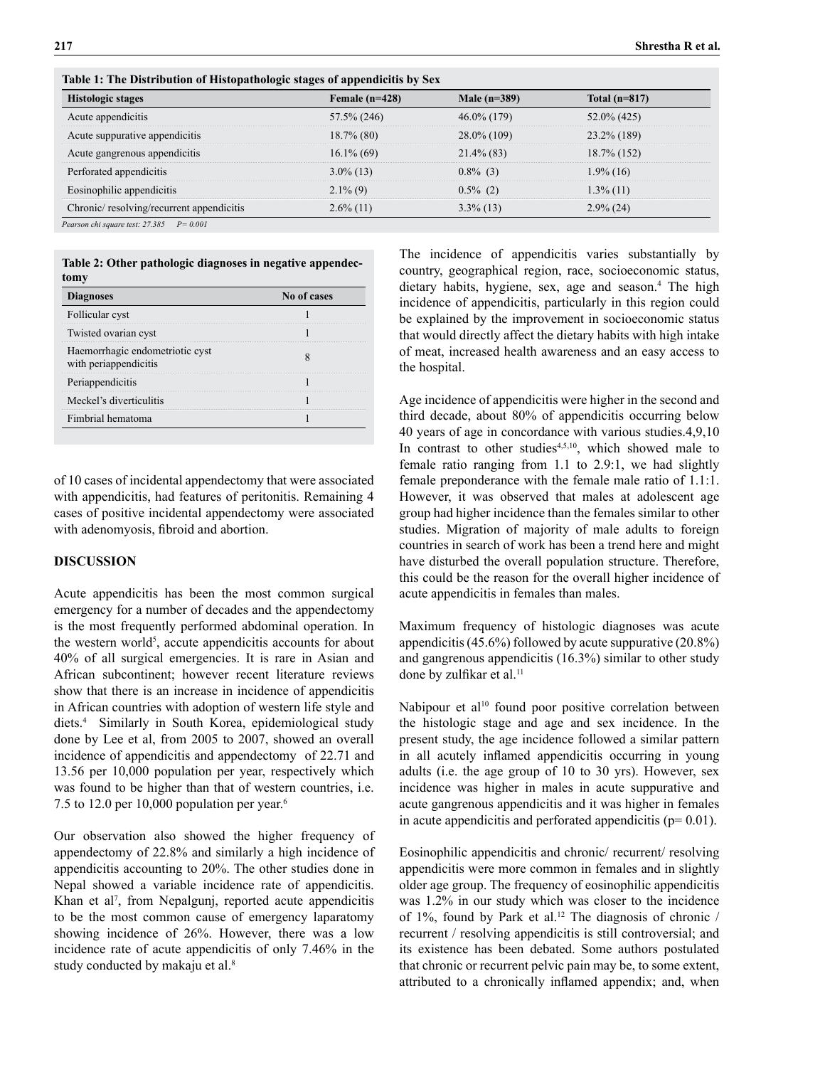**Table 1: The Distribution of Histopathologic stages of appendicitis by Sex**

| Histologic stages | Female (n=428) | Male (n=389) | Total (n=817) |
|---|---|---|---|
| Acute appendicitis | 57.5% (246) | 46.0% (179) | 52.0% (425) |
| Acute suppurative appendicitis | 18.7% (80) | 28.0% (109) | 23.2% (189) |
| Acute gangrenous appendicitis | 16.1% (69) | 21.4% (83) | 18.7% (152) |
| Perforated appendicitis | 3.0% (13) | 0.8% (3) | 1.9% (16) |
| Eosinophilic appendicitis | 2.1% (9) | 0.5% (2) | 1.3% (11) |
| Chronic/ resolving/recurrent appendicitis | 2.6% (11) | 3.3% (13) | 2.9% (24) |

*Pearson chi square test: 27.385 P= 0.001*

**Table 2: Other pathologic diagnoses in negative appendectomy**

| Diagnoses | No of cases |
|---|---|
| Follicular cyst | 1 |
| Twisted ovarian cyst | 1 |
| Haemorrhagic endometriotic cyst with periappendicitis | 8 |
| Periappendicitis | 1 |
| Meckel's diverticulitis | 1 |
| Fimbrial hematoma | 1 |

of 10 cases of incidental appendectomy that were associated with appendicitis, had features of peritonitis. Remaining 4 cases of positive incidental appendectomy were associated with adenomyosis, fibroid and abortion.

## DISCUSSION

Acute appendicitis has been the most common surgical emergency for a number of decades and the appendectomy is the most frequently performed abdominal operation. In the western world[5], acute appendicitis accounts for about 40% of all surgical emergencies. It is rare in Asian and African subcontinent; however recent literature reviews show that there is an increase in incidence of appendicitis in African countries with adoption of western life style and diets.[4] Similarly in South Korea, epidemiological study done by Lee et al, from 2005 to 2007, showed an overall incidence of appendicitis and appendectomy of 22.71 and 13.56 per 10,000 population per year, respectively which was found to be higher than that of western countries, i.e. 7.5 to 12.0 per 10,000 population per year.[6]

Our observation also showed the higher frequency of appendectomy of 22.8% and similarly a high incidence of appendicitis accounting to 20%. The other studies done in Nepal showed a variable incidence rate of appendicitis. Khan et al[7], from Nepalgunj, reported acute appendicitis to be the most common cause of emergency laparatomy showing incidence of 26%. However, there was a low incidence rate of acute appendicitis of only 7.46% in the study conducted by makaju et al.[8]

The incidence of appendicitis varies substantially by country, geographical region, race, socioeconomic status, dietary habits, hygiene, sex, age and season.[4] The high incidence of appendicitis, particularly in this region could be explained by the improvement in socioeconomic status that would directly affect the dietary habits with high intake of meat, increased health awareness and an easy access to the hospital.

Age incidence of appendicitis were higher in the second and third decade, about 80% of appendicitis occurring below 40 years of age in concordance with various studies.4,9,10 In contrast to other studies[4,5,10], which showed male to female ratio ranging from 1.1 to 2.9:1, we had slightly female preponderance with the female male ratio of 1.1:1. However, it was observed that males at adolescent age group had higher incidence than the females similar to other studies. Migration of majority of male adults to foreign countries in search of work has been a trend here and might have disturbed the overall population structure. Therefore, this could be the reason for the overall higher incidence of acute appendicitis in females than males.

Maximum frequency of histologic diagnoses was acute appendicitis (45.6%) followed by acute suppurative (20.8%) and gangrenous appendicitis (16.3%) similar to other study done by zulfikar et al.[11]

Nabipour et al[10] found poor positive correlation between the histologic stage and age and sex incidence. In the present study, the age incidence followed a similar pattern in all acutely inflamed appendicitis occurring in young adults (i.e. the age group of 10 to 30 yrs). However, sex incidence was higher in males in acute suppurative and acute gangrenous appendicitis and it was higher in females in acute appendicitis and perforated appendicitis (p= 0.01).

Eosinophilic appendicitis and chronic/ recurrent/ resolving appendicitis were more common in females and in slightly older age group. The frequency of eosinophilic appendicitis was 1.2% in our study which was closer to the incidence of 1%, found by Park et al.[12] The diagnosis of chronic / recurrent / resolving appendicitis is still controversial; and its existence has been debated. Some authors postulated that chronic or recurrent pelvic pain may be, to some extent, attributed to a chronically inflamed appendix; and, when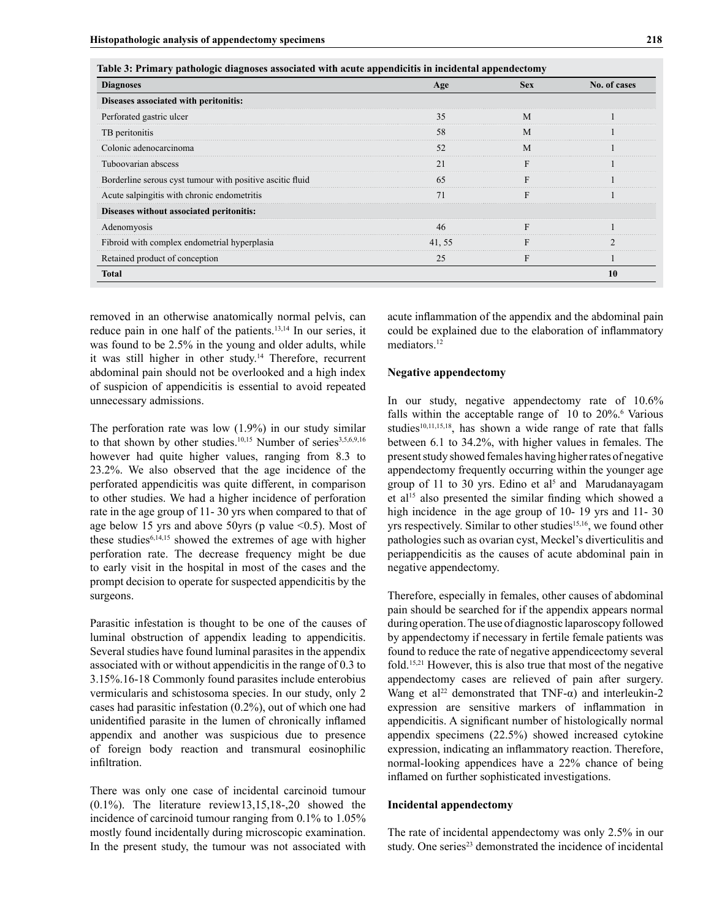**Table 3: Primary pathologic diagnoses associated with acute appendicitis in incidental appendectomy**

| Diagnoses | Age | Sex | No. of cases |
|---|---|---|---|
| **Diseases associated with peritonitis:** | | | |
| Perforated gastric ulcer | 35 | M | 1 |
| TB peritonitis | 58 | M | 1 |
| Colonic adenocarcinoma | 52 | M | 1 |
| Tuboovarian abscess | 21 | F | 1 |
| Borderline serous cyst tumour with positive ascitic fluid | 65 | F | 1 |
| Acute salpingitis with chronic endometritis | 71 | F | 1 |
| **Diseases without associated peritonitis:** | | | |
| Adenomyosis | 46 | F | 1 |
| Fibroid with complex endometrial hyperplasia | 41, 55 | F | 2 |
| Retained product of conception | 25 | F | 1 |
| **Total** | | | **10** |

removed in an otherwise anatomically normal pelvis, can reduce pain in one half of the patients.[13,14] In our series, it was found to be 2.5% in the young and older adults, while it was still higher in other study.[14] Therefore, recurrent abdominal pain should not be overlooked and a high index of suspicion of appendicitis is essential to avoid repeated unnecessary admissions.

The perforation rate was low (1.9%) in our study similar to that shown by other studies.[10,15] Number of series[3,5,6,9,16] however had quite higher values, ranging from 8.3 to 23.2%. We also observed that the age incidence of the perforated appendicitis was quite different, in comparison to other studies. We had a higher incidence of perforation rate in the age group of 11- 30 yrs when compared to that of age below 15 yrs and above 50yrs (p value <0.5). Most of these studies[6,14,15] showed the extremes of age with higher perforation rate. The decrease frequency might be due to early visit in the hospital in most of the cases and the prompt decision to operate for suspected appendicitis by the surgeons.

Parasitic infestation is thought to be one of the causes of luminal obstruction of appendix leading to appendicitis. Several studies have found luminal parasites in the appendix associated with or without appendicitis in the range of 0.3 to 3.15%.16-18 Commonly found parasites include enterobius vermicularis and schistosoma species. In our study, only 2 cases had parasitic infestation (0.2%), out of which one had unidentified parasite in the lumen of chronically inflamed appendix and another was suspicious due to presence of foreign body reaction and transmural eosinophilic infiltration.

There was only one case of incidental carcinoid tumour (0.1%). The literature review13,15,18-,20 showed the incidence of carcinoid tumour ranging from 0.1% to 1.05% mostly found incidentally during microscopic examination. In the present study, the tumour was not associated with acute inflammation of the appendix and the abdominal pain could be explained due to the elaboration of inflammatory mediators.[12]

### Negative appendectomy

In our study, negative appendectomy rate of 10.6% falls within the acceptable range of 10 to 20%.[6] Various studies[10,11,15,18], has shown a wide range of rate that falls between 6.1 to 34.2%, with higher values in females. The present study showed females having higher rates of negative appendectomy frequently occurring within the younger age group of 11 to 30 yrs. Edino et al[5] and Marudanayagam et al[15] also presented the similar finding which showed a high incidence in the age group of 10- 19 yrs and 11- 30 yrs respectively. Similar to other studies[15,16], we found other pathologies such as ovarian cyst, Meckel's diverticulitis and periappendicitis as the causes of acute abdominal pain in negative appendectomy.

Therefore, especially in females, other causes of abdominal pain should be searched for if the appendix appears normal during operation. The use of diagnostic laparoscopy followed by appendectomy if necessary in fertile female patients was found to reduce the rate of negative appendicectomy several fold.[15,21] However, this is also true that most of the negative appendectomy cases are relieved of pain after surgery. Wang et al[22] demonstrated that TNF-α) and interleukin-2 expression are sensitive markers of inflammation in appendicitis. A significant number of histologically normal appendix specimens (22.5%) showed increased cytokine expression, indicating an inflammatory reaction. Therefore, normal-looking appendices have a 22% chance of being inflamed on further sophisticated investigations.

### Incidental appendectomy

The rate of incidental appendectomy was only 2.5% in our study. One series[23] demonstrated the incidence of incidental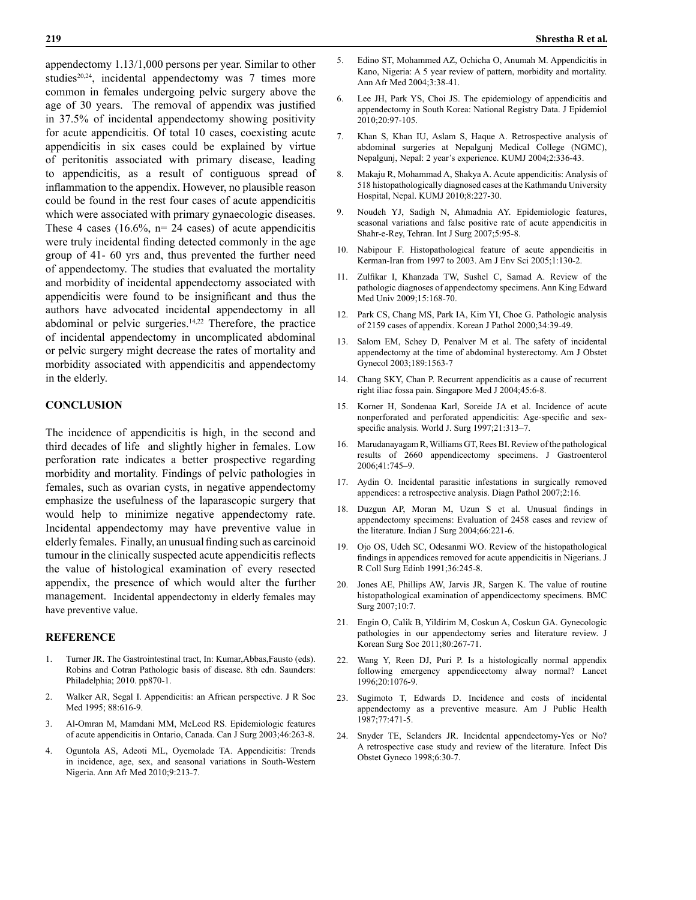appendectomy 1.13/1,000 persons per year. Similar to other studies[20,24], incidental appendectomy was 7 times more common in females undergoing pelvic surgery above the age of 30 years. The removal of appendix was justified in 37.5% of incidental appendectomy showing positivity for acute appendicitis. Of total 10 cases, coexisting acute appendicitis in six cases could be explained by virtue of peritonitis associated with primary disease, leading to appendicitis, as a result of contiguous spread of inflammation to the appendix. However, no plausible reason could be found in the rest four cases of acute appendicitis which were associated with primary gynaecologic diseases. These 4 cases (16.6%, n= 24 cases) of acute appendicitis were truly incidental finding detected commonly in the age group of 41- 60 yrs and, thus prevented the further need of appendectomy. The studies that evaluated the mortality and morbidity of incidental appendectomy associated with appendicitis were found to be insignificant and thus the authors have advocated incidental appendectomy in all abdominal or pelvic surgeries.[14,22] Therefore, the practice of incidental appendectomy in uncomplicated abdominal or pelvic surgery might decrease the rates of mortality and morbidity associated with appendicitis and appendectomy in the elderly.

## CONCLUSION

The incidence of appendicitis is high, in the second and third decades of life and slightly higher in females. Low perforation rate indicates a better prospective regarding morbidity and mortality. Findings of pelvic pathologies in females, such as ovarian cysts, in negative appendectomy emphasize the usefulness of the laparascopic surgery that would help to minimize negative appendectomy rate. Incidental appendectomy may have preventive value in elderly females. Finally, an unusual finding such as carcinoid tumour in the clinically suspected acute appendicitis reflects the value of histological examination of every resected appendix, the presence of which would alter the further management. Incidental appendectomy in elderly females may have preventive value.

## REFERENCE

1. Turner JR. The Gastrointestinal tract, In: Kumar,Abbas,Fausto (eds). Robins and Cotran Pathologic basis of disease. 8th edn. Saunders: Philadelphia; 2010. pp870-1.
2. Walker AR, Segal I. Appendicitis: an African perspective. J R Soc Med 1995; 88:616-9.
3. Al-Omran M, Mamdani MM, McLeod RS. Epidemiologic features of acute appendicitis in Ontario, Canada. Can J Surg 2003;46:263-8.
4. Oguntola AS, Adeoti ML, Oyemolade TA. Appendicitis: Trends in incidence, age, sex, and seasonal variations in South-Western Nigeria. Ann Afr Med 2010;9:213-7.
5. Edino ST, Mohammed AZ, Ochicha O, Anumah M. Appendicitis in Kano, Nigeria: A 5 year review of pattern, morbidity and mortality. Ann Afr Med 2004;3:38-41.
6. Lee JH, Park YS, Choi JS. The epidemiology of appendicitis and appendectomy in South Korea: National Registry Data. J Epidemiol 2010;20:97-105.
7. Khan S, Khan IU, Aslam S, Haque A. Retrospective analysis of abdominal surgeries at Nepalgunj Medical College (NGMC), Nepalgunj, Nepal: 2 year's experience. KUMJ 2004;2:336-43.
8. Makaju R, Mohammad A, Shakya A. Acute appendicitis: Analysis of 518 histopathologically diagnosed cases at the Kathmandu University Hospital, Nepal. KUMJ 2010;8:227-30.
9. Noudeh YJ, Sadigh N, Ahmadnia AY. Epidemiologic features, seasonal variations and false positive rate of acute appendicitis in Shahr-e-Rey, Tehran. Int J Surg 2007;5:95-8.
10. Nabipour F. Histopathological feature of acute appendicitis in Kerman-Iran from 1997 to 2003. Am J Env Sci 2005;1:130-2.
11. Zulfikar I, Khanzada TW, Sushel C, Samad A. Review of the pathologic diagnoses of appendectomy specimens. Ann King Edward Med Univ 2009;15:168-70.
12. Park CS, Chang MS, Park IA, Kim YI, Choe G. Pathologic analysis of 2159 cases of appendix. Korean J Pathol 2000;34:39-49.
13. Salom EM, Schey D, Penalver M et al. The safety of incidental appendectomy at the time of abdominal hysterectomy. Am J Obstet Gynecol 2003;189:1563-7
14. Chang SKY, Chan P. Recurrent appendicitis as a cause of recurrent right iliac fossa pain. Singapore Med J 2004;45:6-8.
15. Korner H, Sondenaa Karl, Soreide JA et al. Incidence of acute nonperforated and perforated appendicitis: Age-specific and sex-specific analysis. World J. Surg 1997;21:313–7.
16. Marudanayagam R, Williams GT, Rees BI. Review of the pathological results of 2660 appendicectomy specimens. J Gastroenterol 2006;41:745–9.
17. Aydin O. Incidental parasitic infestations in surgically removed appendices: a retrospective analysis. Diagn Pathol 2007;2:16.
18. Duzgun AP, Moran M, Uzun S et al. Unusual findings in appendectomy specimens: Evaluation of 2458 cases and review of the literature. Indian J Surg 2004;66:221-6.
19. Ojo OS, Udeh SC, Odesanmi WO. Review of the histopathological findings in appendices removed for acute appendicitis in Nigerians. J R Coll Surg Edinb 1991;36:245-8.
20. Jones AE, Phillips AW, Jarvis JR, Sargen K. The value of routine histopathological examination of appendicectomy specimens. BMC Surg 2007;10:7.
21. Engin O, Calik B, Yildirim M, Coskun A, Coskun GA. Gynecologic pathologies in our appendectomy series and literature review. J Korean Surg Soc 2011;80:267-71.
22. Wang Y, Reen DJ, Puri P. Is a histologically normal appendix following emergency appendicectomy alway normal? Lancet 1996;20:1076-9.
23. Sugimoto T, Edwards D. Incidence and costs of incidental appendectomy as a preventive measure. Am J Public Health 1987;77:471-5.
24. Snyder TE, Selanders JR. Incidental appendectomy-Yes or No? A retrospective case study and review of the literature. Infect Dis Obstet Gyneco 1998;6:30-7.